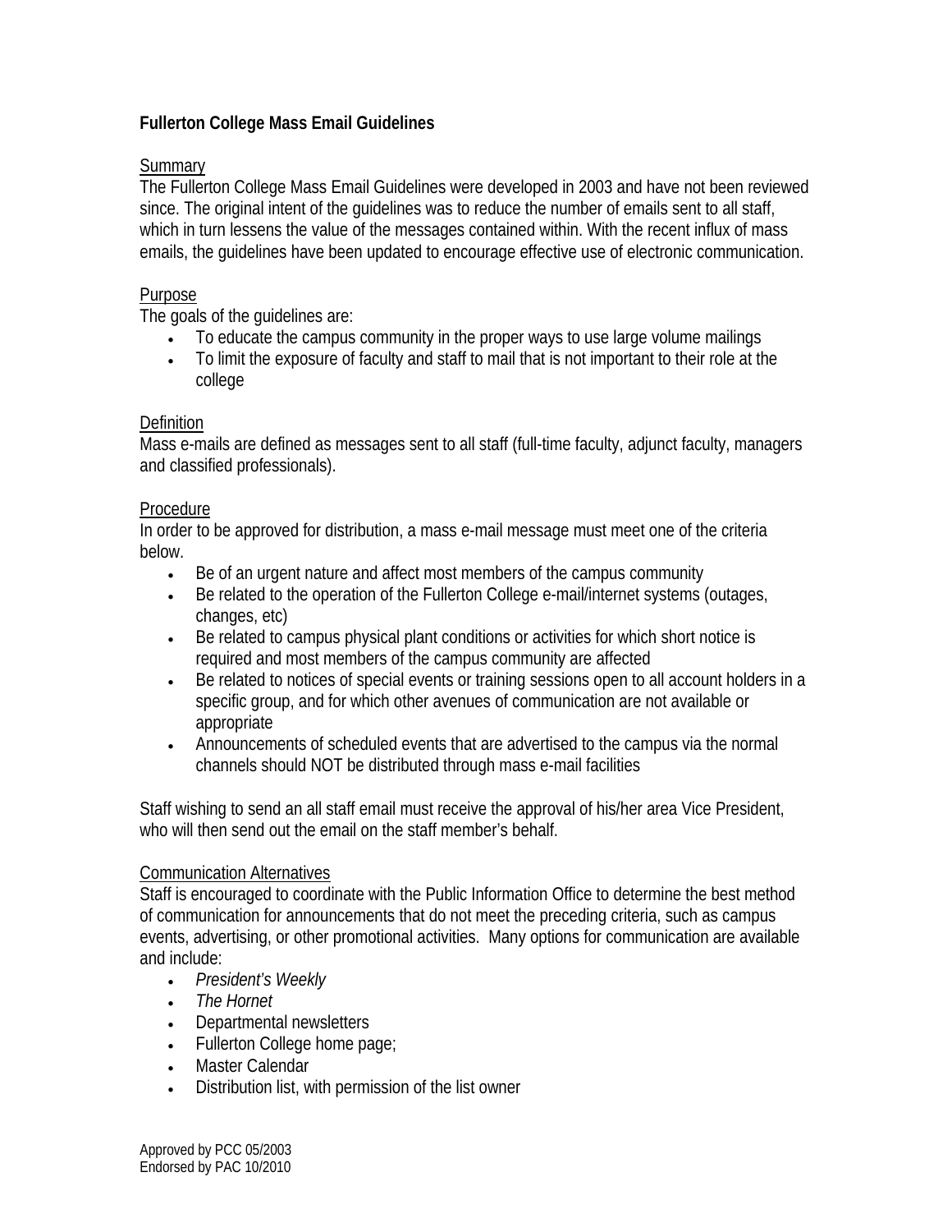# Fullerton College Mass Email Guidelines

## Summary

The Fullerton College Mass Email Guidelines were developed in 2003 and have not been reviewed since. The original intent of the guidelines was to reduce the number of emails sent to all staff, which in turn lessens the value of the messages contained within. With the recent influx of mass emails, the guidelines have been updated to encourage effective use of electronic communication.

## Purpose

The goals of the guidelines are:

- To educate the campus community in the proper ways to use large volume mailings
- To limit the exposure of faculty and staff to mail that is not important to their role at the college

## Definition

Mass e-mails are defined as messages sent to all staff (full-time faculty, adjunct faculty, managers and classified professionals).

## Procedure

In order to be approved for distribution, a mass e-mail message must meet one of the criteria below.

- Be of an urgent nature and affect most members of the campus community
- Be related to the operation of the Fullerton College e-mail/internet systems (outages, changes, etc)
- Be related to campus physical plant conditions or activities for which short notice is required and most members of the campus community are affected
- Be related to notices of special events or training sessions open to all account holders in a specific group, and for which other avenues of communication are not available or appropriate
- Announcements of scheduled events that are advertised to the campus via the normal channels should NOT be distributed through mass e-mail facilities

Staff wishing to send an all staff email must receive the approval of his/her area Vice President, who will then send out the email on the staff member's behalf.

## Communication Alternatives

Staff is encouraged to coordinate with the Public Information Office to determine the best method of communication for announcements that do not meet the preceding criteria, such as campus events, advertising, or other promotional activities. Many options for communication are available and include:

- *President's Weekly*
- *The Hornet*
- Departmental newsletters
- Fullerton College home page;
- Master Calendar
- Distribution list, with permission of the list owner

Approved by PCC 05/2003
Endorsed by PAC 10/2010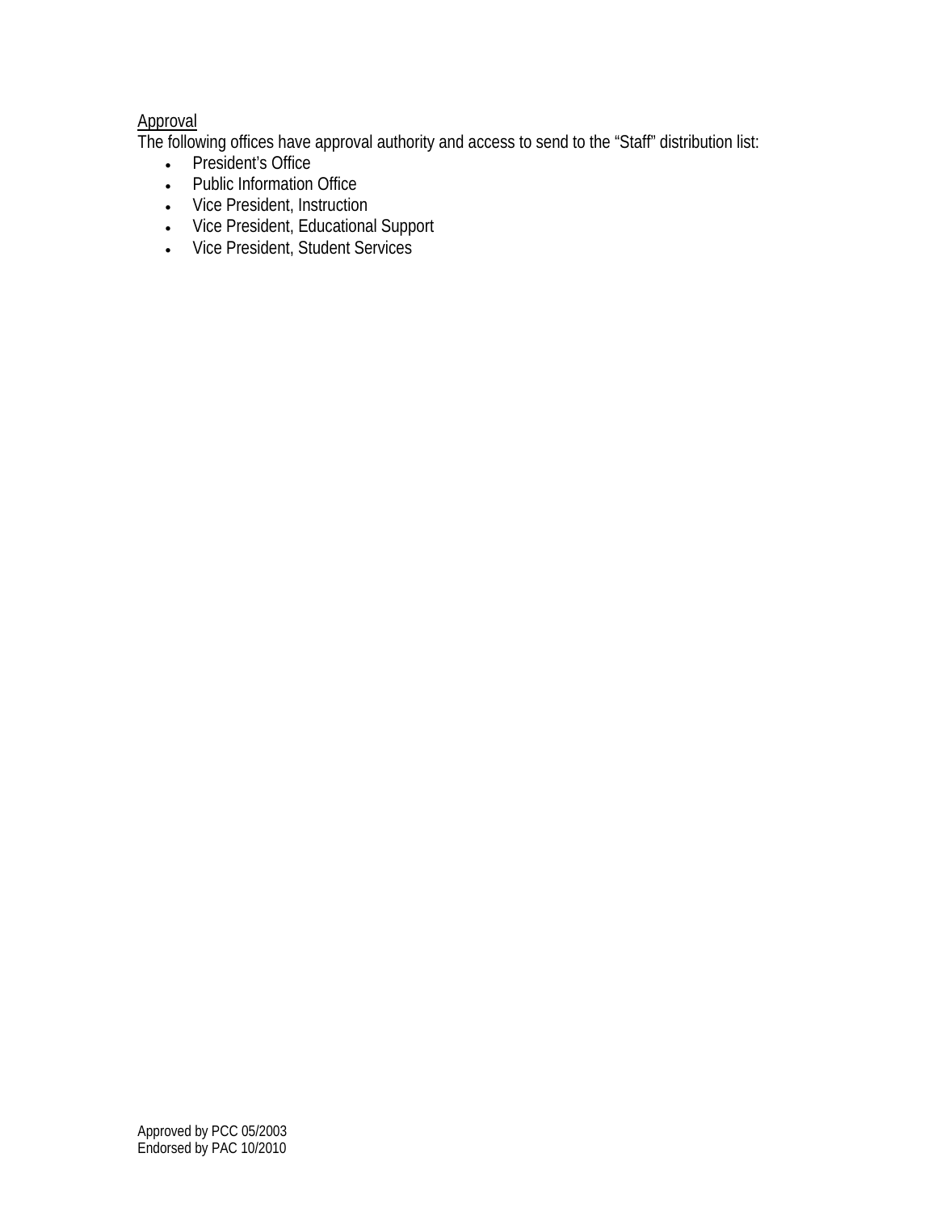Approval

The following offices have approval authority and access to send to the "Staff" distribution list:

- President's Office
- Public Information Office
- Vice President, Instruction
- Vice President, Educational Support
- Vice President, Student Services

Approved by PCC 05/2003
Endorsed by PAC 10/2010